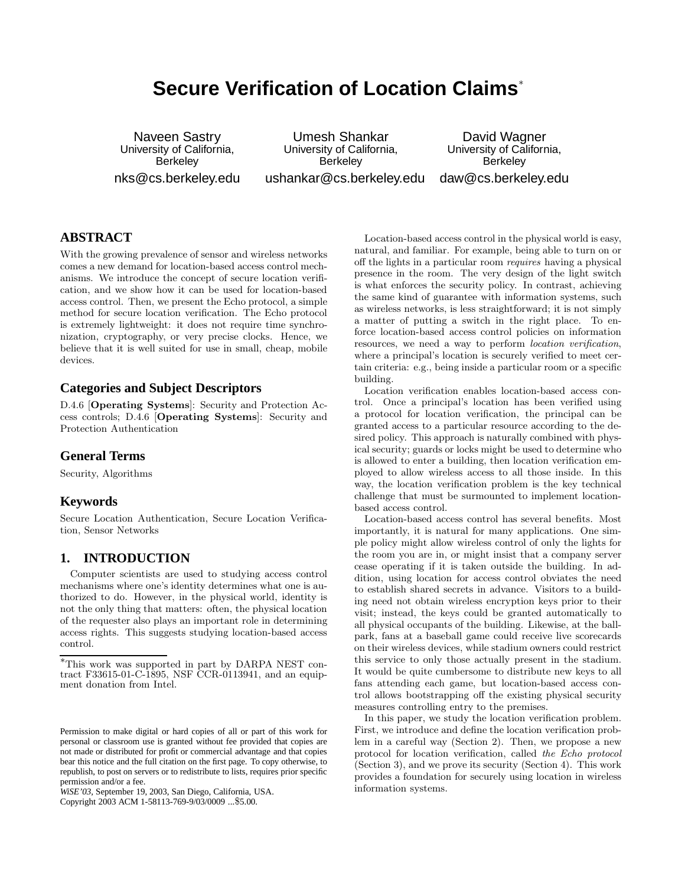# Secure Verification of Location Claims*

Naveen Sastry
University of California, Berkeley
nks@cs.berkeley.edu

Umesh Shankar
University of California, Berkeley
ushankar@cs.berkeley.edu

David Wagner
University of California, Berkeley
daw@cs.berkeley.edu

## ABSTRACT

With the growing prevalence of sensor and wireless networks comes a new demand for location-based access control mechanisms. We introduce the concept of secure location verification, and we show how it can be used for location-based access control. Then, we present the Echo protocol, a simple method for secure location verification. The Echo protocol is extremely lightweight: it does not require time synchronization, cryptography, or very precise clocks. Hence, we believe that it is well suited for use in small, cheap, mobile devices.

## Categories and Subject Descriptors

D.4.6 [**Operating Systems**]: Security and Protection Access controls; D.4.6 [**Operating Systems**]: Security and Protection Authentication

## General Terms

Security, Algorithms

## Keywords

Secure Location Authentication, Secure Location Verification, Sensor Networks

## 1. INTRODUCTION

Computer scientists are used to studying access control mechanisms where one's identity determines what one is authorized to do. However, in the physical world, identity is not the only thing that matters: often, the physical location of the requester also plays an important role in determining access rights. This suggests studying location-based access control.

Location-based access control in the physical world is easy, natural, and familiar. For example, being able to turn on or off the lights in a particular room *requires* having a physical presence in the room. The very design of the light switch is what enforces the security policy. In contrast, achieving the same kind of guarantee with information systems, such as wireless networks, is less straightforward; it is not simply a matter of putting a switch in the right place. To enforce location-based access control policies on information resources, we need a way to perform *location verification*, where a principal's location is securely verified to meet certain criteria: e.g., being inside a particular room or a specific building.

Location verification enables location-based access control. Once a principal's location has been verified using a protocol for location verification, the principal can be granted access to a particular resource according to the desired policy. This approach is naturally combined with physical security; guards or locks might be used to determine who is allowed to enter a building, then location verification employed to allow wireless access to all those inside. In this way, the location verification problem is the key technical challenge that must be surmounted to implement location-based access control.

Location-based access control has several benefits. Most importantly, it is natural for many applications. One simple policy might allow wireless control of only the lights for the room you are in, or might insist that a company server cease operating if it is taken outside the building. In addition, using location for access control obviates the need to establish shared secrets in advance. Visitors to a building need not obtain wireless encryption keys prior to their visit; instead, the keys could be granted automatically to all physical occupants of the building. Likewise, at the ballpark, fans at a baseball game could receive live scorecards on their wireless devices, while stadium owners could restrict this service to only those actually present in the stadium. It would be quite cumbersome to distribute new keys to all fans attending each game, but location-based access control allows bootstrapping off the existing physical security measures controlling entry to the premises.

In this paper, we study the location verification problem. First, we introduce and define the location verification problem in a careful way (Section 2). Then, we propose a new protocol for location verification, called *the Echo protocol* (Section 3), and we prove its security (Section 4). This work provides a foundation for securely using location in wireless information systems.

*This work was supported in part by DARPA NEST contract F33615-01-C-1895, NSF CCR-0113941, and an equipment donation from Intel.

Permission to make digital or hard copies of all or part of this work for personal or classroom use is granted without fee provided that copies are not made or distributed for profit or commercial advantage and that copies bear this notice and the full citation on the first page. To copy otherwise, to republish, to post on servers or to redistribute to lists, requires prior specific permission and/or a fee.
*WiSE'03*, September 19, 2003, San Diego, California, USA.
Copyright 2003 ACM 1-58113-769-9/03/0009 ...$5.00.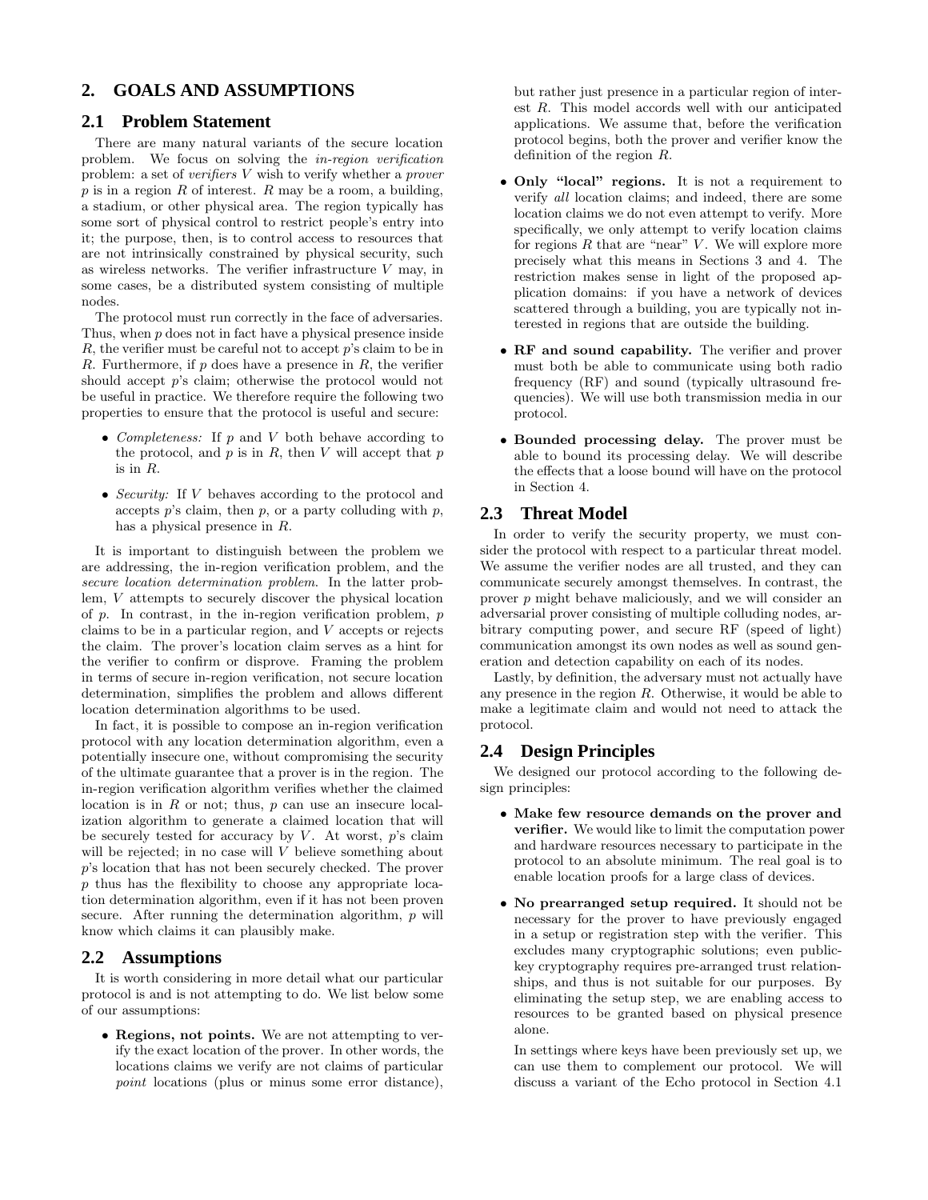## 2. GOALS AND ASSUMPTIONS

### 2.1 Problem Statement

There are many natural variants of the secure location problem. We focus on solving the *in-region verification* problem: a set of *verifiers* $V$ wish to verify whether a *prover* $p$ is in a region $R$ of interest. $R$ may be a room, a building, a stadium, or other physical area. The region typically has some sort of physical control to restrict people's entry into it; the purpose, then, is to control access to resources that are not intrinsically constrained by physical security, such as wireless networks. The verifier infrastructure $V$ may, in some cases, be a distributed system consisting of multiple nodes.

The protocol must run correctly in the face of adversaries. Thus, when $p$ does not in fact have a physical presence inside $R$, the verifier must be careful not to accept $p$'s claim to be in $R$. Furthermore, if $p$ does have a presence in $R$, the verifier should accept $p$'s claim; otherwise the protocol would not be useful in practice. We therefore require the following two properties to ensure that the protocol is useful and secure:

- *Completeness:* If $p$ and $V$ both behave according to the protocol, and $p$ is in $R$, then $V$ will accept that $p$ is in $R$.
- *Security:* If $V$ behaves according to the protocol and accepts $p$'s claim, then $p$, or a party colluding with $p$, has a physical presence in $R$.

It is important to distinguish between the problem we are addressing, the in-region verification problem, and the *secure location determination problem*. In the latter problem, $V$ attempts to securely discover the physical location of $p$. In contrast, in the in-region verification problem, $p$ claims to be in a particular region, and $V$ accepts or rejects the claim. The prover's location claim serves as a hint for the verifier to confirm or disprove. Framing the problem in terms of secure in-region verification, not secure location determination, simplifies the problem and allows different location determination algorithms to be used.

In fact, it is possible to compose an in-region verification protocol with any location determination algorithm, even a potentially insecure one, without compromising the security of the ultimate guarantee that a prover is in the region. The in-region verification algorithm verifies whether the claimed location is in $R$ or not; thus, $p$ can use an insecure localization algorithm to generate a claimed location that will be securely tested for accuracy by $V$. At worst, $p$'s claim will be rejected; in no case will $V$ believe something about $p$'s location that has not been securely checked. The prover $p$ thus has the flexibility to choose any appropriate location determination algorithm, even if it has not been proven secure. After running the determination algorithm, $p$ will know which claims it can plausibly make.

### 2.2 Assumptions

It is worth considering in more detail what our particular protocol is and is not attempting to do. We list below some of our assumptions:

- **Regions, not points.** We are not attempting to verify the exact location of the prover. In other words, the locations claims we verify are not claims of particular *point* locations (plus or minus some error distance), but rather just presence in a particular region of interest $R$. This model accords well with our anticipated applications. We assume that, before the verification protocol begins, both the prover and verifier know the definition of the region $R$.
- **Only "local" regions.** It is not a requirement to verify *all* location claims; and indeed, there are some location claims we do not even attempt to verify. More specifically, we only attempt to verify location claims for regions $R$ that are "near" $V$. We will explore more precisely what this means in Sections 3 and 4. The restriction makes sense in light of the proposed application domains: if you have a network of devices scattered through a building, you are typically not interested in regions that are outside the building.
- **RF and sound capability.** The verifier and prover must both be able to communicate using both radio frequency (RF) and sound (typically ultrasound frequencies). We will use both transmission media in our protocol.
- **Bounded processing delay.** The prover must be able to bound its processing delay. We will describe the effects that a loose bound will have on the protocol in Section 4.

### 2.3 Threat Model

In order to verify the security property, we must consider the protocol with respect to a particular threat model. We assume the verifier nodes are all trusted, and they can communicate securely amongst themselves. In contrast, the prover $p$ might behave maliciously, and we will consider an adversarial prover consisting of multiple colluding nodes, arbitrary computing power, and secure RF (speed of light) communication amongst its own nodes as well as sound generation and detection capability on each of its nodes.

Lastly, by definition, the adversary must not actually have any presence in the region $R$. Otherwise, it would be able to make a legitimate claim and would not need to attack the protocol.

### 2.4 Design Principles

We designed our protocol according to the following design principles:

- **Make few resource demands on the prover and verifier.** We would like to limit the computation power and hardware resources necessary to participate in the protocol to an absolute minimum. The real goal is to enable location proofs for a large class of devices.
- **No prearranged setup required.** It should not be necessary for the prover to have previously engaged in a setup or registration step with the verifier. This excludes many cryptographic solutions; even public-key cryptography requires pre-arranged trust relationships, and thus is not suitable for our purposes. By eliminating the setup step, we are enabling access to resources to be granted based on physical presence alone.

  In settings where keys have been previously set up, we can use them to complement our protocol. We will discuss a variant of the Echo protocol in Section 4.1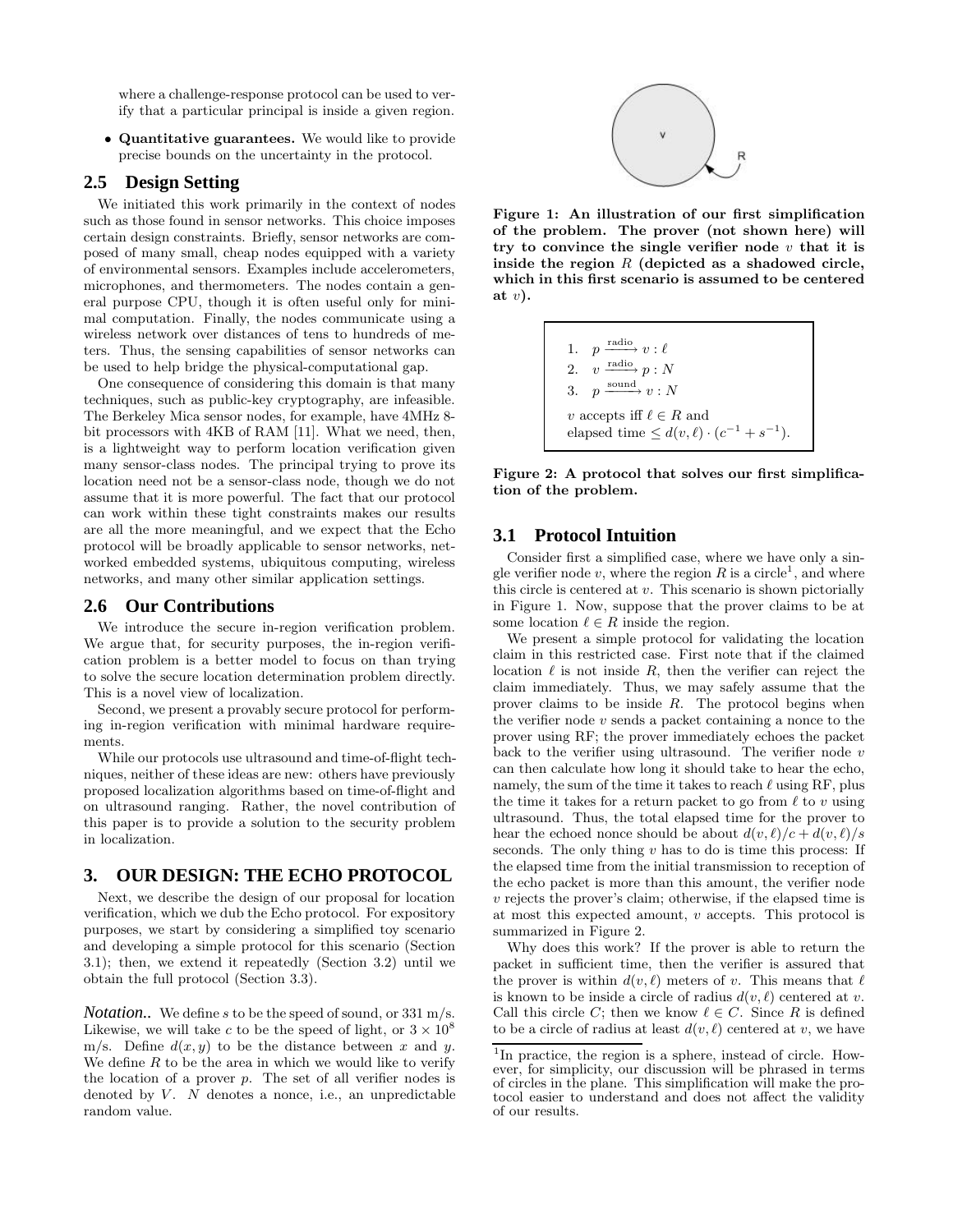where a challenge-response protocol can be used to verify that a particular principal is inside a given region.

- **Quantitative guarantees.** We would like to provide precise bounds on the uncertainty in the protocol.

## 2.5 Design Setting

We initiated this work primarily in the context of nodes such as those found in sensor networks. This choice imposes certain design constraints. Briefly, sensor networks are composed of many small, cheap nodes equipped with a variety of environmental sensors. Examples include accelerometers, microphones, and thermometers. The nodes contain a general purpose CPU, though it is often useful only for minimal computation. Finally, the nodes communicate using a wireless network over distances of tens to hundreds of meters. Thus, the sensing capabilities of sensor networks can be used to help bridge the physical-computational gap.

One consequence of considering this domain is that many techniques, such as public-key cryptography, are infeasible. The Berkeley Mica sensor nodes, for example, have 4MHz 8-bit processors with 4KB of RAM [11]. What we need, then, is a lightweight way to perform location verification given many sensor-class nodes. The principal trying to prove its location need not be a sensor-class node, though we do not assume that it is more powerful. The fact that our protocol can work within these tight constraints makes our results are all the more meaningful, and we expect that the Echo protocol will be broadly applicable to sensor networks, networked embedded systems, ubiquitous computing, wireless networks, and many other similar application settings.

## 2.6 Our Contributions

We introduce the secure in-region verification problem. We argue that, for security purposes, the in-region verification problem is a better model to focus on than trying to solve the secure location determination problem directly. This is a novel view of localization.

Second, we present a provably secure protocol for performing in-region verification with minimal hardware requirements.

While our protocols use ultrasound and time-of-flight techniques, neither of these ideas are new: others have previously proposed localization algorithms based on time-of-flight and on ultrasound ranging. Rather, the novel contribution of this paper is to provide a solution to the security problem in localization.

# 3. OUR DESIGN: THE ECHO PROTOCOL

Next, we describe the design of our proposal for location verification, which we dub the Echo protocol. For expository purposes, we start by considering a simplified toy scenario and developing a simple protocol for this scenario (Section 3.1); then, we extend it repeatedly (Section 3.2) until we obtain the full protocol (Section 3.3).

***Notation..*** We define $s$ to be the speed of sound, or 331 m/s. Likewise, we will take $c$ to be the speed of light, or $3 \times 10^8$ m/s. Define $d(x, y)$ to be the distance between $x$ and $y$. We define $R$ to be the area in which we would like to verify the location of a prover $p$. The set of all verifier nodes is denoted by $V$. $N$ denotes a nonce, i.e., an unpredictable random value.

v

R

**Figure 1: An illustration of our first simplification of the problem. The prover (not shown here) will try to convince the single verifier node $v$ that it is inside the region $R$ (depicted as a shadowed circle, which in this first scenario is assumed to be centered at $v$).**

1. $p \xrightarrow{\text{radio}} v : \ell$
2. $v \xrightarrow{\text{radio}} p : N$
3. $p \xrightarrow{\text{sound}} v : N$

$v$ accepts iff $\ell \in R$ and
elapsed time $\leq d(v, \ell) \cdot (c^{-1} + s^{-1})$.

**Figure 2: A protocol that solves our first simplification of the problem.**

## 3.1 Protocol Intuition

Consider first a simplified case, where we have only a single verifier node $v$, where the region $R$ is a circle[1], and where this circle is centered at $v$. This scenario is shown pictorially in Figure 1. Now, suppose that the prover claims to be at some location $\ell \in R$ inside the region.

We present a simple protocol for validating the location claim in this restricted case. First note that if the claimed location $\ell$ is not inside $R$, then the verifier can reject the claim immediately. Thus, we may safely assume that the prover claims to be inside $R$. The protocol begins when the verifier node $v$ sends a packet containing a nonce to the prover using RF; the prover immediately echoes the packet back to the verifier using ultrasound. The verifier node $v$ can then calculate how long it should take to hear the echo, namely, the sum of the time it takes to reach $\ell$ using RF, plus the time it takes for a return packet to go from $\ell$ to $v$ using ultrasound. Thus, the total elapsed time for the prover to hear the echoed nonce should be about $d(v, \ell)/c + d(v, \ell)/s$ seconds. The only thing $v$ has to do is time this process: If the elapsed time from the initial transmission to reception of the echo packet is more than this amount, the verifier node $v$ rejects the prover's claim; otherwise, if the elapsed time is at most this expected amount, $v$ accepts. This protocol is summarized in Figure 2.

Why does this work? If the prover is able to return the packet in sufficient time, then the verifier is assured that the prover is within $d(v, \ell)$ meters of $v$. This means that $\ell$ is known to be inside a circle of radius $d(v, \ell)$ centered at $v$. Call this circle $C$; then we know $\ell \in C$. Since $R$ is defined to be a circle of radius at least $d(v, \ell)$ centered at $v$, we have

[1]In practice, the region is a sphere, instead of circle. However, for simplicity, our discussion will be phrased in terms of circles in the plane. This simplification will make the protocol easier to understand and does not affect the validity of our results.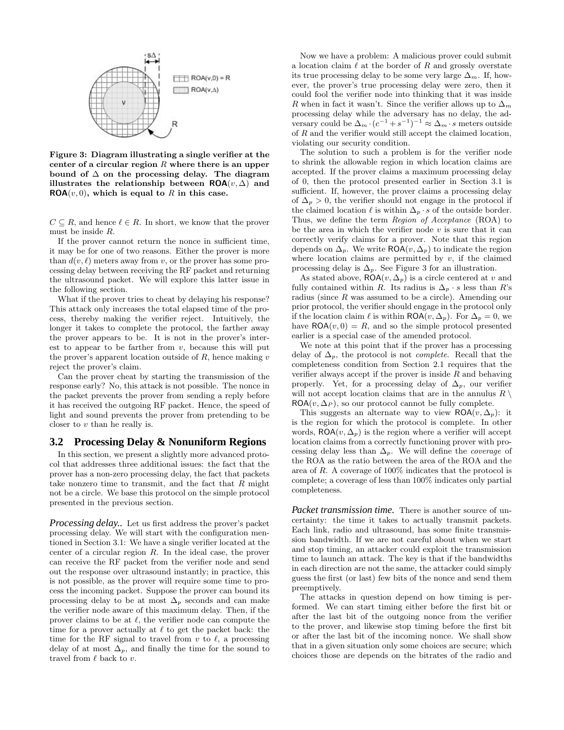$s\Delta$

ROA(v,0) = R

ROA(v,Δ)

v

R

**Figure 3: Diagram illustrating a single verifier at the center of a circular region $R$ where there is an upper bound of $\Delta$ on the processing delay. The diagram illustrates the relationship between $\mathsf{ROA}(v, \Delta)$ and $\mathsf{ROA}(v, 0)$, which is equal to $R$ in this case.**

$C \subseteq R$, and hence $\ell \in R$. In short, we know that the prover must be inside $R$.

If the prover cannot return the nonce in sufficient time, it may be for one of two reasons. Either the prover is more than $d(v, \ell)$ meters away from $v$, or the prover has some processing delay between receiving the RF packet and returning the ultrasound packet. We will explore this latter issue in the following section.

What if the prover tries to cheat by delaying his response? This attack only increases the total elapsed time of the process, thereby making the verifier reject. Intuitively, the longer it takes to complete the protocol, the farther away the prover appears to be. It is not in the prover's interest to appear to be farther from $v$, because this will put the prover's apparent location outside of $R$, hence making $v$ reject the prover's claim.

Can the prover cheat by starting the transmission of the response early? No, this attack is not possible. The nonce in the packet prevents the prover from sending a reply before it has received the outgoing RF packet. Hence, the speed of light and sound prevents the prover from pretending to be closer to $v$ than he really is.

### 3.2 Processing Delay & Nonuniform Regions

In this section, we present a slightly more advanced protocol that addresses three additional issues: the fact that the prover has a non-zero processing delay, the fact that packets take nonzero time to transmit, and the fact that $R$ might not be a circle. We base this protocol on the simple protocol presented in the previous section.

***Processing delay..*** Let us first address the prover's packet processing delay. We will start with the configuration mentioned in Section 3.1: We have a single verifier located at the center of a circular region $R$. In the ideal case, the prover can receive the RF packet from the verifier node and send out the response over ultrasound instantly; in practice, this is not possible, as the prover will require some time to process the incoming packet. Suppose the prover can bound its processing delay to be at most $\Delta_p$ seconds and can make the verifier node aware of this maximum delay. Then, if the prover claims to be at $\ell$, the verifier node can compute the time for a prover actually at $\ell$ to get the packet back: the time for the RF signal to travel from $v$ to $\ell$, a processing delay of at most $\Delta_p$, and finally the time for the sound to travel from $\ell$ back to $v$.

Now we have a problem: A malicious prover could submit a location claim $\ell$ at the border of $R$ and grossly overstate its true processing delay to be some very large $\Delta_m$. If, however, the prover's true processing delay were zero, then it could fool the verifier node into thinking that it was inside $R$ when in fact it wasn't. Since the verifier allows up to $\Delta_m$ processing delay while the adversary has no delay, the adversary could be $\Delta_m \cdot (c^{-1} + s^{-1})^{-1} \approx \Delta_m \cdot s$ meters outside of $R$ and the verifier would still accept the claimed location, violating our security condition.

The solution to such a problem is for the verifier node to shrink the allowable region in which location claims are accepted. If the prover claims a maximum processing delay of 0, then the protocol presented earlier in Section 3.1 is sufficient. If, however, the prover claims a processing delay of $\Delta_p > 0$, the verifier should not engage in the protocol if the claimed location $\ell$ is within $\Delta_p \cdot s$ of the outside border. Thus, we define the term *Region of Acceptance* (ROA) to be the area in which the verifier node $v$ is sure that it can correctly verify claims for a prover. Note that this region depends on $\Delta_p$. We write $\mathsf{ROA}(v, \Delta_p)$ to indicate the region where location claims are permitted by $v$, if the claimed processing delay is $\Delta_p$. See Figure 3 for an illustration.

As stated above, $\mathsf{ROA}(v, \Delta_p)$ is a circle centered at $v$ and fully contained within $R$. Its radius is $\Delta_p \cdot s$ less than $R$'s radius (since $R$ was assumed to be a circle). Amending our prior protocol, the verifier should engage in the protocol only if the location claim $\ell$ is within $\mathsf{ROA}(v, \Delta_p)$. For $\Delta_p = 0$, we have $\mathsf{ROA}(v, 0) = R$, and so the simple protocol presented earlier is a special case of the amended protocol.

We note at this point that if the prover has a processing delay of $\Delta_p$, the protocol is not *complete*. Recall that the completeness condition from Section 2.1 requires that the verifier always accept if the prover is inside $R$ and behaving properly. Yet, for a processing delay of $\Delta_p$, our verifier will not accept location claims that are in the annulus $R \setminus \mathsf{ROA}(v, \Delta_P)$, so our protocol cannot be fully complete.

This suggests an alternate way to view $\mathsf{ROA}(v, \Delta_p)$: it is the region for which the protocol is complete. In other words, $\mathsf{ROA}(v, \Delta_p)$ is the region where a verifier will accept location claims from a correctly functioning prover with processing delay less than $\Delta_p$. We will define the *coverage* of the ROA as the ratio between the area of the ROA and the area of $R$. A coverage of 100% indicates that the protocol is complete; a coverage of less than 100% indicates only partial completeness.

***Packet transmission time.*** There is another source of uncertainty: the time it takes to actually transmit packets. Each link, radio and ultrasound, has some finite transmission bandwidth. If we are not careful about when we start and stop timing, an attacker could exploit the transmission time to launch an attack. The key is that if the bandwidths in each direction are not the same, the attacker could simply guess the first (or last) few bits of the nonce and send them preemptively.

The attacks in question depend on how timing is performed. We can start timing either before the first bit or after the last bit of the outgoing nonce from the verifier to the prover, and likewise stop timing before the first bit or after the last bit of the incoming nonce. We shall show that in a given situation only some choices are secure; which choices those are depends on the bitrates of the radio and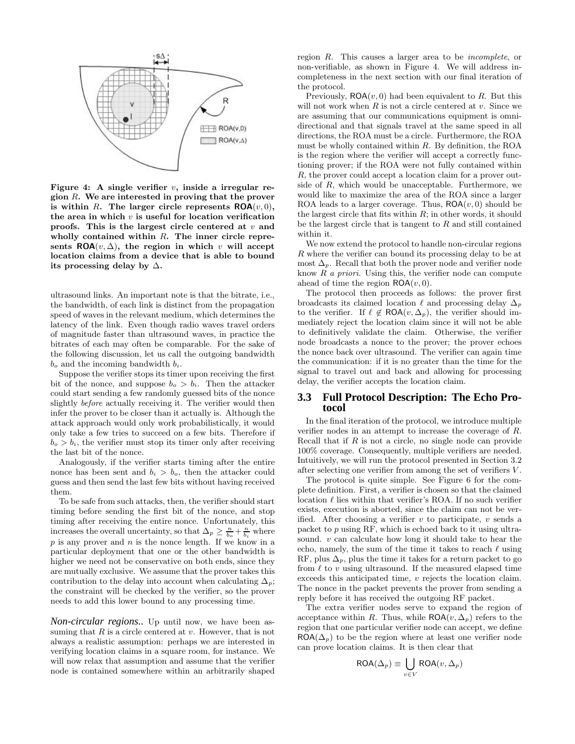sΔ

R

v

l

ROA(v,0)

ROA(v,Δ)

**Figure 4: A single verifier $v$, inside a irregular region $R$. We are interested in proving that the prover is within $R$. The larger circle represents $\mathsf{ROA}(v, 0)$, the area in which $v$ is useful for location verification proofs. This is the largest circle centered at $v$ and wholly contained within $R$. The inner circle represents $\mathsf{ROA}(v, \Delta)$, the region in which $v$ will accept location claims from a device that is able to bound its processing delay by $\Delta$.**

ultrasound links. An important note is that the bitrate, i.e., the bandwidth, of each link is distinct from the propagation speed of waves in the relevant medium, which determines the latency of the link. Even though radio waves travel orders of magnitude faster than ultrasound waves, in practice the bitrates of each may often be comparable. For the sake of the following discussion, let us call the outgoing bandwidth $b_o$ and the incoming bandwidth $b_i$.

Suppose the verifier stops its timer upon receiving the first bit of the nonce, and suppose $b_o > b_i$. Then the attacker could start sending a few randomly guessed bits of the nonce slightly *before* actually receiving it. The verifier would then infer the prover to be closer than it actually is. Although the attack approach would only work probabilistically, it would only take a few tries to succeed on a few bits. Therefore if $b_o > b_i$, the verifier must stop its timer only after receiving the last bit of the nonce.

Analogously, if the verifier starts timing after the entire nonce has been sent and $b_i > b_o$, then the attacker could guess and then send the last few bits without having received them.

To be safe from such attacks, then, the verifier should start timing before sending the first bit of the nonce, and stop timing after receiving the entire nonce. Unfortunately, this increases the overall uncertainty, so that $\Delta_p \geq \frac{n}{b_o} + \frac{n}{b_i}$ where $p$ is any prover and $n$ is the nonce length. If we know in a particular deployment that one or the other bandwidth is higher we need not be conservative on both ends, since they are mutually exclusive. We assume that the prover takes this contribution to the delay into account when calculating $\Delta_p$; the constraint will be checked by the verifier, so the prover needs to add this lower bound to any processing time.

***Non-circular regions.*** Up until now, we have been assuming that $R$ is a circle centered at $v$. However, that is not always a realistic assumption: perhaps we are interested in verifying location claims in a square room, for instance. We will now relax that assumption and assume that the verifier node is contained somewhere within an arbitrarily shaped region $R$. This causes a larger area to be *incomplete*, or non-verifiable, as shown in Figure 4. We will address incompleteness in the next section with our final iteration of the protocol.

Previously, $\mathsf{ROA}(v, 0)$ had been equivalent to $R$. But this will not work when $R$ is not a circle centered at $v$. Since we are assuming that our communications equipment is omnidirectional and that signals travel at the same speed in all directions, the ROA must be a circle. Furthermore, the ROA must be wholly contained within $R$. By definition, the ROA is the region where the verifier will accept a correctly functioning prover; if the ROA were not fully contained within $R$, the prover could accept a location claim for a prover outside of $R$, which would be unacceptable. Furthermore, we would like to maximize the area of the ROA since a larger ROA leads to a larger coverage. Thus, $\mathsf{ROA}(v, 0)$ should be the largest circle that fits within $R$; in other words, it should be the largest circle that is tangent to $R$ and still contained within it.

We now extend the protocol to handle non-circular regions $R$ where the verifier can bound its processing delay to be at most $\Delta_p$. Recall that both the prover node and verifier node know $R$ *a priori*. Using this, the verifier node can compute ahead of time the region $\mathsf{ROA}(v, 0)$.

The protocol then proceeds as follows: the prover first broadcasts its claimed location $\ell$ and processing delay $\Delta_p$ to the verifier. If $\ell \notin \mathsf{ROA}(v, \Delta_p)$, the verifier should immediately reject the location claim since it will not be able to definitively validate the claim. Otherwise, the verifier node broadcasts a nonce to the prover; the prover echoes the nonce back over ultrasound. The verifier can again time the communication: if it is no greater than the time for the signal to travel out and back and allowing for processing delay, the verifier accepts the location claim.

## 3.3 Full Protocol Description: The Echo Protocol

In the final iteration of the protocol, we introduce multiple verifier nodes in an attempt to increase the coverage of $R$. Recall that if $R$ is not a circle, no single node can provide 100% coverage. Consequently, multiple verifiers are needed. Intuitively, we will run the protocol presented in Section 3.2 after selecting one verifier from among the set of verifiers $V$.

The protocol is quite simple. See Figure 6 for the complete definition. First, a verifier is chosen so that the claimed location $\ell$ lies within that verifier's ROA. If no such verifier exists, execution is aborted, since the claim can not be verified. After choosing a verifier $v$ to participate, $v$ sends a packet to $p$ using RF, which is echoed back to it using ultrasound. $v$ can calculate how long it should take to hear the echo, namely, the sum of the time it takes to reach $\ell$ using RF, plus $\Delta_p$, plus the time it takes for a return packet to go from $\ell$ to $v$ using ultrasound. If the measured elapsed time exceeds this anticipated time, $v$ rejects the location claim. The nonce in the packet prevents the prover from sending a reply before it has received the outgoing RF packet.

The extra verifier nodes serve to expand the region of acceptance within $R$. Thus, while $\mathsf{ROA}(v, \Delta_p)$ refers to the region that one particular verifier node can accept, we define $\mathsf{ROA}(\Delta_p)$ to be the region where at least one verifier node can prove location claims. It is then clear that

$$\mathsf{ROA}(\Delta_p) \equiv \bigcup_{v \in V} \mathsf{ROA}(v, \Delta_p)$$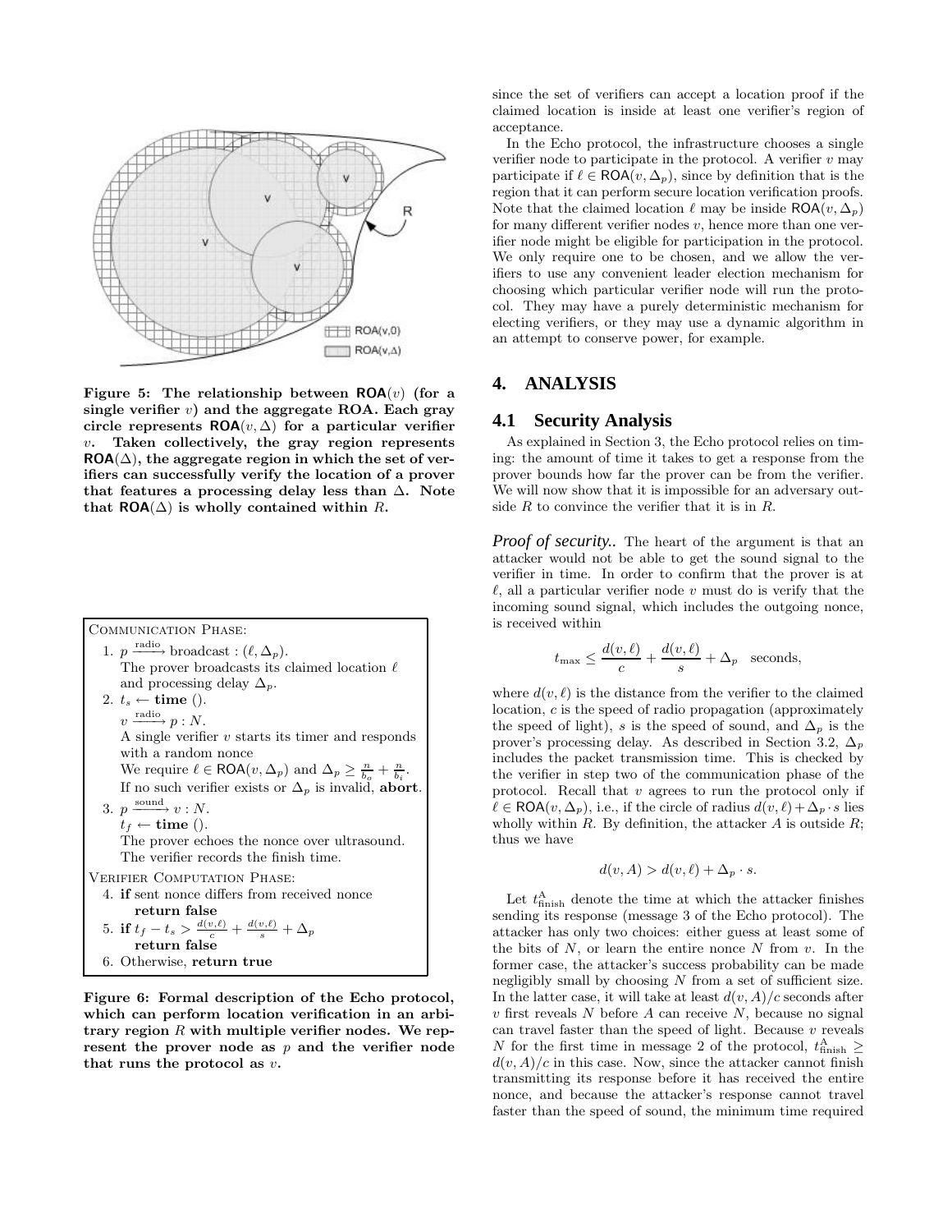V

V

V

V

R

ROA(v,0)

ROA(v,Δ)

**Figure 5: The relationship between $\mathsf{ROA}(v)$ (for a single verifier $v$) and the aggregate ROA. Each gray circle represents $\mathsf{ROA}(v, \Delta)$ for a particular verifier $v$. Taken collectively, the gray region represents $\mathsf{ROA}(\Delta)$, the aggregate region in which the set of verifiers can successfully verify the location of a prover that features a processing delay less than $\Delta$. Note that $\mathsf{ROA}(\Delta)$ is wholly contained within $R$.**

COMMUNICATION PHASE:

1. $p \xrightarrow{\text{radio}}$ broadcast : $(\ell, \Delta_p)$.
   The prover broadcasts its claimed location $\ell$ and processing delay $\Delta_p$.
2. $t_s \leftarrow$ **time** ().
   $v \xrightarrow{\text{radio}} p : N$.
   A single verifier $v$ starts its timer and responds with a random nonce
   We require $\ell \in \mathsf{ROA}(v, \Delta_p)$ and $\Delta_p \geq \frac{n}{b_o} + \frac{n}{b_i}$.
   If no such verifier exists or $\Delta_p$ is invalid, **abort**.
3. $p \xrightarrow{\text{sound}} v : N$.
   $t_f \leftarrow$ **time** ().
   The prover echoes the nonce over ultrasound.
   The verifier records the finish time.

VERIFIER COMPUTATION PHASE:

4. **if** sent nonce differs from received nonce
   **return false**
5. **if** $t_f - t_s > \frac{d(v,\ell)}{c} + \frac{d(v,\ell)}{s} + \Delta_p$
   **return false**
6. Otherwise, **return true**

**Figure 6: Formal description of the Echo protocol, which can perform location verification in an arbitrary region $R$ with multiple verifier nodes. We represent the prover node as $p$ and the verifier node that runs the protocol as $v$.**

since the set of verifiers can accept a location proof if the claimed location is inside at least one verifier's region of acceptance.

In the Echo protocol, the infrastructure chooses a single verifier node to participate in the protocol. A verifier $v$ may participate if $\ell \in \mathsf{ROA}(v, \Delta_p)$, since by definition that is the region that it can perform secure location verification proofs. Note that the claimed location $\ell$ may be inside $\mathsf{ROA}(v, \Delta_p)$ for many different verifier nodes $v$, hence more than one verifier node might be eligible for participation in the protocol. We only require one to be chosen, and we allow the verifiers to use any convenient leader election mechanism for choosing which particular verifier node will run the protocol. They may have a purely deterministic mechanism for electing verifiers, or they may use a dynamic algorithm in an attempt to conserve power, for example.

## 4. ANALYSIS

### 4.1 Security Analysis

As explained in Section 3, the Echo protocol relies on timing: the amount of time it takes to get a response from the prover bounds how far the prover can be from the verifier. We will now show that it is impossible for an adversary outside $R$ to convince the verifier that it is in $R$.

***Proof of security..*** The heart of the argument is that an attacker would not be able to get the sound signal to the verifier in time. In order to confirm that the prover is at $\ell$, all a particular verifier node $v$ must do is verify that the incoming sound signal, which includes the outgoing nonce, is received within

$$t_{\max} \leq \frac{d(v,\ell)}{c} + \frac{d(v,\ell)}{s} + \Delta_p \quad \text{seconds,}$$

where $d(v, \ell)$ is the distance from the verifier to the claimed location, $c$ is the speed of radio propagation (approximately the speed of light), $s$ is the speed of sound, and $\Delta_p$ is the prover's processing delay. As described in Section 3.2, $\Delta_p$ includes the packet transmission time. This is checked by the verifier in step two of the communication phase of the protocol. Recall that $v$ agrees to run the protocol only if $\ell \in \mathsf{ROA}(v, \Delta_p)$, i.e., if the circle of radius $d(v, \ell) + \Delta_p \cdot s$ lies wholly within $R$. By definition, the attacker $A$ is outside $R$; thus we have

$$d(v, A) > d(v, \ell) + \Delta_p \cdot s.$$

Let $t^{\mathrm{A}}_{\mathrm{finish}}$ denote the time at which the attacker finishes sending its response (message 3 of the Echo protocol). The attacker has only two choices: either guess at least some of the bits of $N$, or learn the entire nonce $N$ from $v$. In the former case, the attacker's success probability can be made negligibly small by choosing $N$ from a set of sufficient size. In the latter case, it will take at least $d(v, A)/c$ seconds after $v$ first reveals $N$ before $A$ can receive $N$, because no signal can travel faster than the speed of light. Because $v$ reveals $N$ for the first time in message 2 of the protocol, $t^{\mathrm{A}}_{\mathrm{finish}} \geq d(v, A)/c$ in this case. Now, since the attacker cannot finish transmitting its response before it has received the entire nonce, and because the attacker's response cannot travel faster than the speed of sound, the minimum time required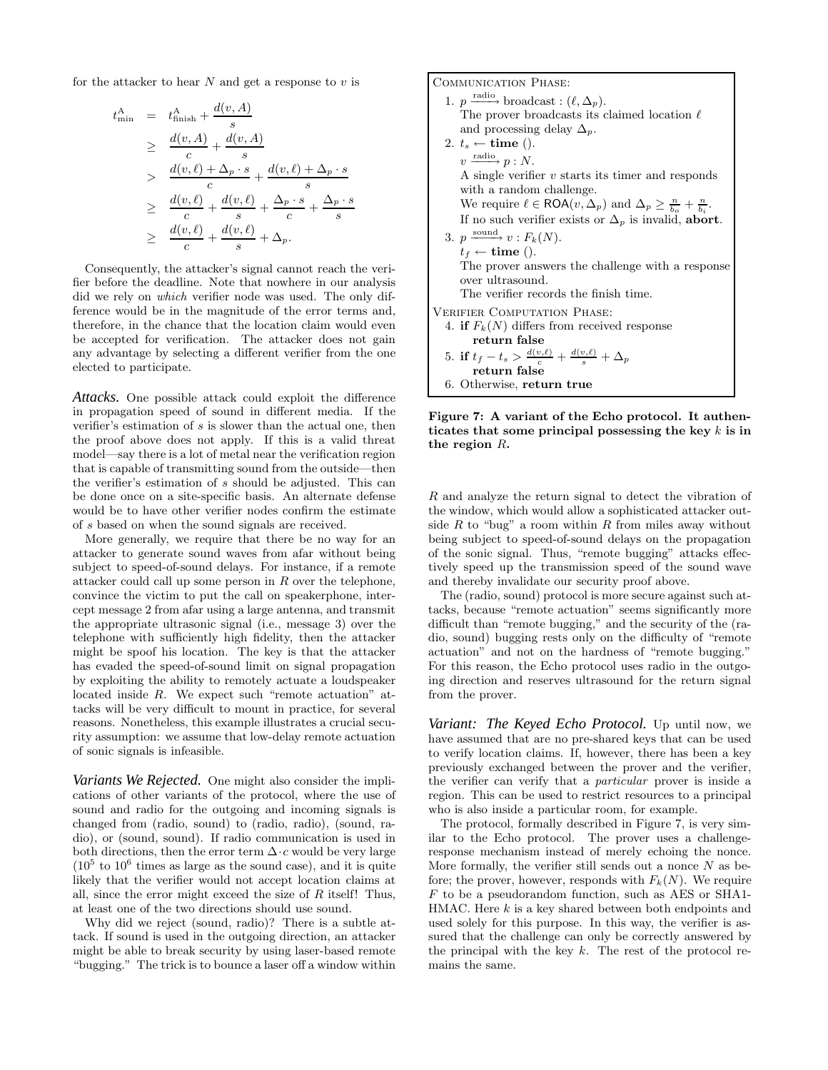for the attacker to hear $N$ and get a response to $v$ is

$$
\begin{aligned}
t^{A}_{\min} &= t^{A}_{\text{finish}} + \frac{d(v,A)}{s} \\
&\geq \frac{d(v,A)}{c} + \frac{d(v,A)}{s} \\
&> \frac{d(v,\ell) + \Delta_p \cdot s}{c} + \frac{d(v,\ell) + \Delta_p \cdot s}{s} \\
&\geq \frac{d(v,\ell)}{c} + \frac{d(v,\ell)}{s} + \frac{\Delta_p \cdot s}{c} + \frac{\Delta_p \cdot s}{s} \\
&\geq \frac{d(v,\ell)}{c} + \frac{d(v,\ell)}{s} + \Delta_p.
\end{aligned}
$$

Consequently, the attacker's signal cannot reach the verifier before the deadline. Note that nowhere in our analysis did we rely on *which* verifier node was used. The only difference would be in the magnitude of the error terms and, therefore, in the chance that the location claim would even be accepted for verification. The attacker does not gain any advantage by selecting a different verifier from the one elected to participate.

***Attacks.*** One possible attack could exploit the difference in propagation speed of sound in different media. If the verifier's estimation of $s$ is slower than the actual one, then the proof above does not apply. If this is a valid threat model—say there is a lot of metal near the verification region that is capable of transmitting sound from the outside—then the verifier's estimation of $s$ should be adjusted. This can be done once on a site-specific basis. An alternate defense would be to have other verifier nodes confirm the estimate of $s$ based on when the sound signals are received.

More generally, we require that there be no way for an attacker to generate sound waves from afar without being subject to speed-of-sound delays. For instance, if a remote attacker could call up some person in $R$ over the telephone, convince the victim to put the call on speakerphone, intercept message 2 from afar using a large antenna, and transmit the appropriate ultrasonic signal (i.e., message 3) over the telephone with sufficiently high fidelity, then the attacker might be spoof his location. The key is that the attacker has evaded the speed-of-sound limit on signal propagation by exploiting the ability to remotely actuate a loudspeaker located inside $R$. We expect such "remote actuation" attacks will be very difficult to mount in practice, for several reasons. Nonetheless, this example illustrates a crucial security assumption: we assume that low-delay remote actuation of sonic signals is infeasible.

***Variants We Rejected.*** One might also consider the implications of other variants of the protocol, where the use of sound and radio for the outgoing and incoming signals is changed from (radio, sound) to (radio, radio), (sound, radio), or (sound, sound). If radio communication is used in both directions, then the error term $\Delta \cdot c$ would be very large ($10^5$ to $10^6$ times as large as the sound case), and it is quite likely that the verifier would not accept location claims at all, since the error might exceed the size of $R$ itself! Thus, at least one of the two directions should use sound.

Why did we reject (sound, radio)? There is a subtle attack. If sound is used in the outgoing direction, an attacker might be able to break security by using laser-based remote "bugging." The trick is to bounce a laser off a window within $R$ and analyze the return signal to detect the vibration of the window, which would allow a sophisticated attacker outside $R$ to "bug" a room within $R$ from miles away without being subject to speed-of-sound delays on the propagation of the sonic signal. Thus, "remote bugging" attacks effectively speed up the transmission speed of the sound wave and thereby invalidate our security proof above.

The (radio, sound) protocol is more secure against such attacks, because "remote actuation" seems significantly more difficult than "remote bugging," and the security of the (radio, sound) bugging rests only on the difficulty of "remote actuation" and not on the hardness of "remote bugging." For this reason, the Echo protocol uses radio in the outgoing direction and reserves ultrasound for the return signal from the prover.

COMMUNICATION PHASE:

1. $p \xrightarrow{\text{radio}}$ broadcast : $(\ell, \Delta_p)$.
   The prover broadcasts its claimed location $\ell$ and processing delay $\Delta_p$.
2. $t_s \leftarrow$ **time** ().
   $v \xrightarrow{\text{radio}} p : N$.
   A single verifier $v$ starts its timer and responds with a random challenge.
   We require $\ell \in \mathsf{ROA}(v, \Delta_p)$ and $\Delta_p \geq \frac{n}{b_o} + \frac{n}{b_i}$.
   If no such verifier exists or $\Delta_p$ is invalid, **abort**.
3. $p \xrightarrow{\text{sound}} v : F_k(N)$.
   $t_f \leftarrow$ **time** ().
   The prover answers the challenge with a response over ultrasound.
   The verifier records the finish time.

VERIFIER COMPUTATION PHASE:

4. **if** $F_k(N)$ differs from received response
   **return false**
5. **if** $t_f - t_s > \frac{d(v,\ell)}{c} + \frac{d(v,\ell)}{s} + \Delta_p$
   **return false**
6. Otherwise, **return true**

**Figure 7: A variant of the Echo protocol. It authenticates that some principal possessing the key $k$ is in the region $R$.**

***Variant: The Keyed Echo Protocol.*** Up until now, we have assumed that are no pre-shared keys that can be used to verify location claims. If, however, there has been a key previously exchanged between the prover and the verifier, the verifier can verify that a *particular* prover is inside a region. This can be used to restrict resources to a principal who is also inside a particular room, for example.

The protocol, formally described in Figure 7, is very similar to the Echo protocol. The prover uses a challenge-response mechanism instead of merely echoing the nonce. More formally, the verifier still sends out a nonce $N$ as before; the prover, however, responds with $F_k(N)$. We require $F$ to be a pseudorandom function, such as AES or SHA1-HMAC. Here $k$ is a key shared between both endpoints and used solely for this purpose. In this way, the verifier is assured that the challenge can only be correctly answered by the principal with the key $k$. The rest of the protocol remains the same.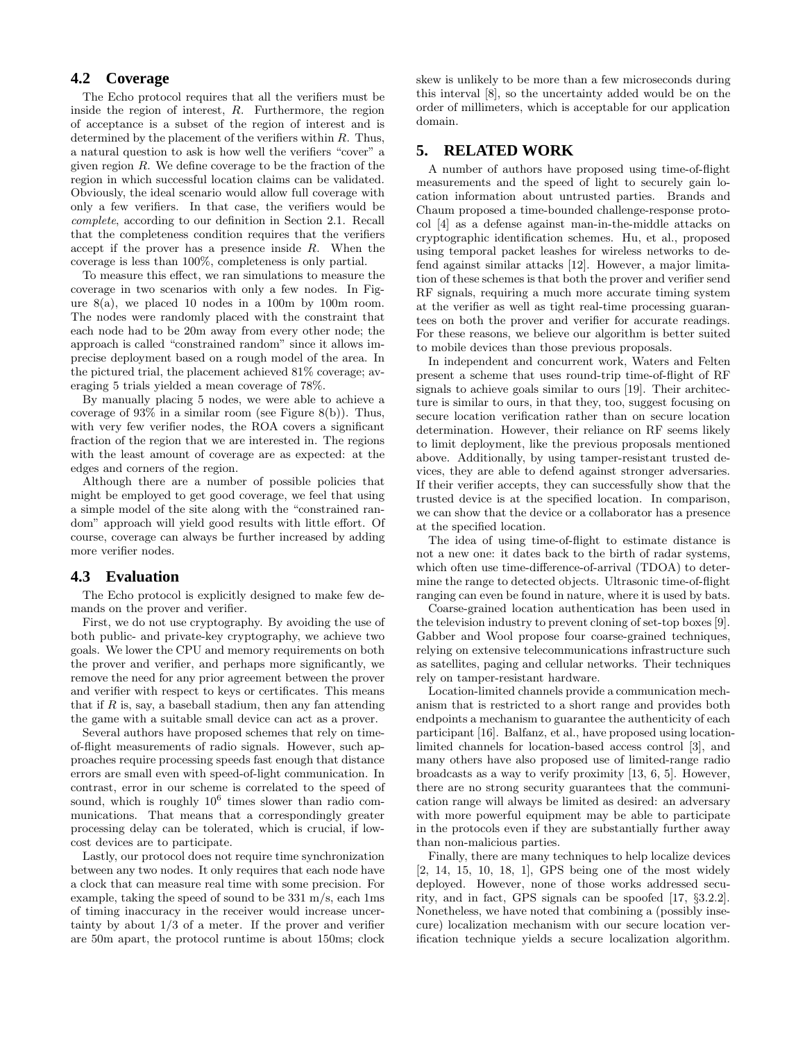### 4.2 Coverage

The Echo protocol requires that all the verifiers must be inside the region of interest, $R$. Furthermore, the region of acceptance is a subset of the region of interest and is determined by the placement of the verifiers within $R$. Thus, a natural question to ask is how well the verifiers "cover" a given region $R$. We define coverage to be the fraction of the region in which successful location claims can be validated. Obviously, the ideal scenario would allow full coverage with only a few verifiers. In that case, the verifiers would be *complete*, according to our definition in Section 2.1. Recall that the completeness condition requires that the verifiers accept if the prover has a presence inside $R$. When the coverage is less than 100%, completeness is only partial.

To measure this effect, we ran simulations to measure the coverage in two scenarios with only a few nodes. In Figure 8(a), we placed 10 nodes in a 100m by 100m room. The nodes were randomly placed with the constraint that each node had to be 20m away from every other node; the approach is called "constrained random" since it allows imprecise deployment based on a rough model of the area. In the pictured trial, the placement achieved 81% coverage; averaging 5 trials yielded a mean coverage of 78%.

By manually placing 5 nodes, we were able to achieve a coverage of 93% in a similar room (see Figure 8(b)). Thus, with very few verifier nodes, the ROA covers a significant fraction of the region that we are interested in. The regions with the least amount of coverage are as expected: at the edges and corners of the region.

Although there are a number of possible policies that might be employed to get good coverage, we feel that using a simple model of the site along with the "constrained random" approach will yield good results with little effort. Of course, coverage can always be further increased by adding more verifier nodes.

### 4.3 Evaluation

The Echo protocol is explicitly designed to make few demands on the prover and verifier.

First, we do not use cryptography. By avoiding the use of both public- and private-key cryptography, we achieve two goals. We lower the CPU and memory requirements on both the prover and verifier, and perhaps more significantly, we remove the need for any prior agreement between the prover and verifier with respect to keys or certificates. This means that if $R$ is, say, a baseball stadium, then any fan attending the game with a suitable small device can act as a prover.

Several authors have proposed schemes that rely on time-of-flight measurements of radio signals. However, such approaches require processing speeds fast enough that distance errors are small even with speed-of-light communication. In contrast, error in our scheme is correlated to the speed of sound, which is roughly $10^6$ times slower than radio communications. That means that a correspondingly greater processing delay can be tolerated, which is crucial, if low-cost devices are to participate.

Lastly, our protocol does not require time synchronization between any two nodes. It only requires that each node have a clock that can measure real time with some precision. For example, taking the speed of sound to be 331 m/s, each 1ms of timing inaccuracy in the receiver would increase uncertainty by about 1/3 of a meter. If the prover and verifier are 50m apart, the protocol runtime is about 150ms; clock skew is unlikely to be more than a few microseconds during this interval [8], so the uncertainty added would be on the order of millimeters, which is acceptable for our application domain.

## 5. RELATED WORK

A number of authors have proposed using time-of-flight measurements and the speed of light to securely gain location information about untrusted parties. Brands and Chaum proposed a time-bounded challenge-response protocol [4] as a defense against man-in-the-middle attacks on cryptographic identification schemes. Hu, et al., proposed using temporal packet leashes for wireless networks to defend against similar attacks [12]. However, a major limitation of these schemes is that both the prover and verifier send RF signals, requiring a much more accurate timing system at the verifier as well as tight real-time processing guarantees on both the prover and verifier for accurate readings. For these reasons, we believe our algorithm is better suited to mobile devices than those previous proposals.

In independent and concurrent work, Waters and Felten present a scheme that uses round-trip time-of-flight of RF signals to achieve goals similar to ours [19]. Their architecture is similar to ours, in that they, too, suggest focusing on secure location verification rather than on secure location determination. However, their reliance on RF seems likely to limit deployment, like the previous proposals mentioned above. Additionally, by using tamper-resistant trusted devices, they are able to defend against stronger adversaries. If their verifier accepts, they can successfully show that the trusted device is at the specified location. In comparison, we can show that the device or a collaborator has a presence at the specified location.

The idea of using time-of-flight to estimate distance is not a new one: it dates back to the birth of radar systems, which often use time-difference-of-arrival (TDOA) to determine the range to detected objects. Ultrasonic time-of-flight ranging can even be found in nature, where it is used by bats.

Coarse-grained location authentication has been used in the television industry to prevent cloning of set-top boxes [9]. Gabber and Wool propose four coarse-grained techniques, relying on extensive telecommunications infrastructure such as satellites, paging and cellular networks. Their techniques rely on tamper-resistant hardware.

Location-limited channels provide a communication mechanism that is restricted to a short range and provides both endpoints a mechanism to guarantee the authenticity of each participant [16]. Balfanz, et al., have proposed using location-limited channels for location-based access control [3], and many others have also proposed use of limited-range radio broadcasts as a way to verify proximity [13, 6, 5]. However, there are no strong security guarantees that the communication range will always be limited as desired: an adversary with more powerful equipment may be able to participate in the protocols even if they are substantially further away than non-malicious parties.

Finally, there are many techniques to help localize devices [2, 14, 15, 10, 18, 1], GPS being one of the most widely deployed. However, none of those works addressed security, and in fact, GPS signals can be spoofed [17, §3.2.2]. Nonetheless, we have noted that combining a (possibly insecure) localization mechanism with our secure location verification technique yields a secure localization algorithm.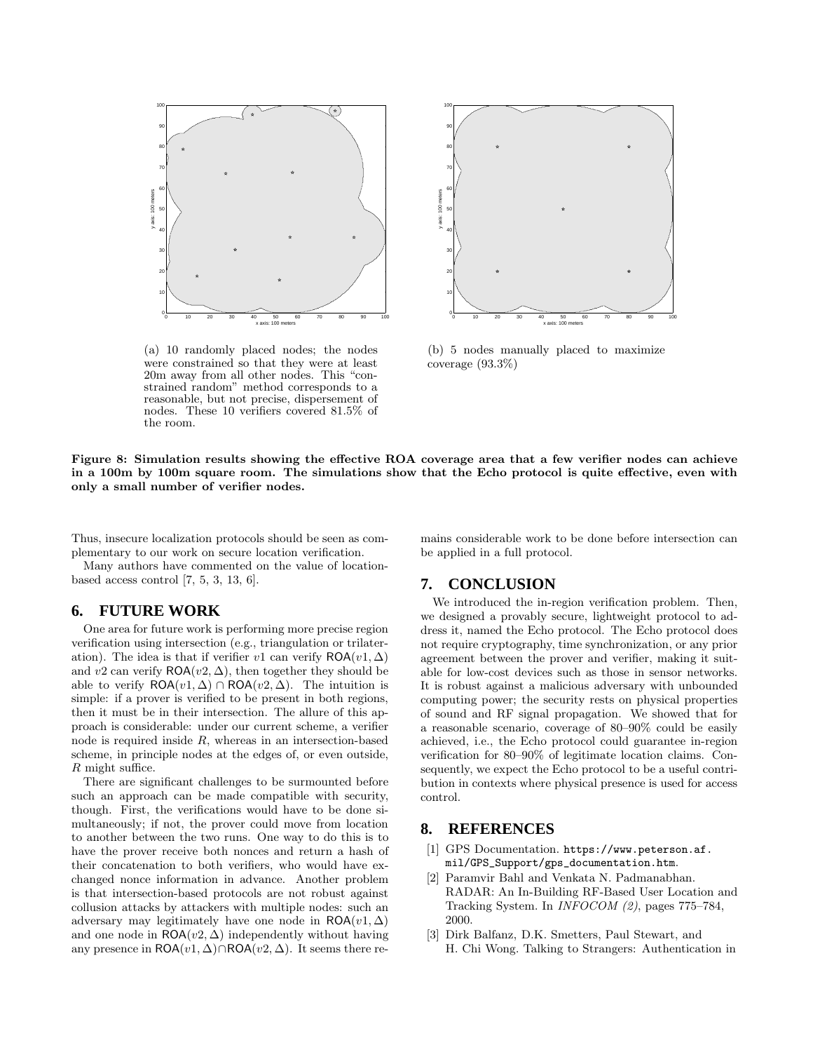100
90
80
70
60
50
40
30
20
10
0
0 10 20 30 40 50 60 70 80 90 100
x axis: 100 meters
y axis: 100 meters

(a) 10 randomly placed nodes; the nodes were constrained so that they were at least 20m away from all other nodes. This "constrained random" method corresponds to a reasonable, but not precise, dispersement of nodes. These 10 verifiers covered 81.5% of the room.

100
90
80
70
60
50
40
30
20
10
0
0 10 20 30 40 50 60 70 80 90 100
x axis: 100 meters
y axis: 100 meters

(b) 5 nodes manually placed to maximize coverage (93.3%)

**Figure 8: Simulation results showing the effective ROA coverage area that a few verifier nodes can achieve in a 100m by 100m square room. The simulations show that the Echo protocol is quite effective, even with only a small number of verifier nodes.**

Thus, insecure localization protocols should be seen as complementary to our work on secure location verification.

Many authors have commented on the value of location-based access control [7, 5, 3, 13, 6].

## 6. FUTURE WORK

One area for future work is performing more precise region verification using intersection (e.g., triangulation or trilateration). The idea is that if verifier $v1$ can verify $\mathsf{ROA}(v1, \Delta)$ and $v2$ can verify $\mathsf{ROA}(v2, \Delta)$, then together they should be able to verify $\mathsf{ROA}(v1, \Delta) \cap \mathsf{ROA}(v2, \Delta)$. The intuition is simple: if a prover is verified to be present in both regions, then it must be in their intersection. The allure of this approach is considerable: under our current scheme, a verifier node is required inside $R$, whereas in an intersection-based scheme, in principle nodes at the edges of, or even outside, $R$ might suffice.

There are significant challenges to be surmounted before such an approach can be made compatible with security, though. First, the verifications would have to be done simultaneously; if not, the prover could move from location to another between the two runs. One way to do this is to have the prover receive both nonces and return a hash of their concatenation to both verifiers, who would have exchanged nonce information in advance. Another problem is that intersection-based protocols are not robust against collusion attacks by attackers with multiple nodes: such an adversary may legitimately have one node in $\mathsf{ROA}(v1, \Delta)$ and one node in $\mathsf{ROA}(v2, \Delta)$ independently without having any presence in $\mathsf{ROA}(v1, \Delta) \cap \mathsf{ROA}(v2, \Delta)$. It seems there remains considerable work to be done before intersection can be applied in a full protocol.

## 7. CONCLUSION

We introduced the in-region verification problem. Then, we designed a provably secure, lightweight protocol to address it, named the Echo protocol. The Echo protocol does not require cryptography, time synchronization, or any prior agreement between the prover and verifier, making it suitable for low-cost devices such as those in sensor networks. It is robust against a malicious adversary with unbounded computing power; the security rests on physical properties of sound and RF signal propagation. We showed that for a reasonable scenario, coverage of 80–90% could be easily achieved, i.e., the Echo protocol could guarantee in-region verification for 80–90% of legitimate location claims. Consequently, we expect the Echo protocol to be a useful contribution in contexts where physical presence is used for access control.

## 8. REFERENCES

[1] GPS Documentation. `https://www.peterson.af.mil/GPS_Support/gps_documentation.htm`.

[2] Paramvir Bahl and Venkata N. Padmanabhan. RADAR: An In-Building RF-Based User Location and Tracking System. In *INFOCOM (2)*, pages 775–784, 2000.

[3] Dirk Balfanz, D.K. Smetters, Paul Stewart, and H. Chi Wong. Talking to Strangers: Authentication in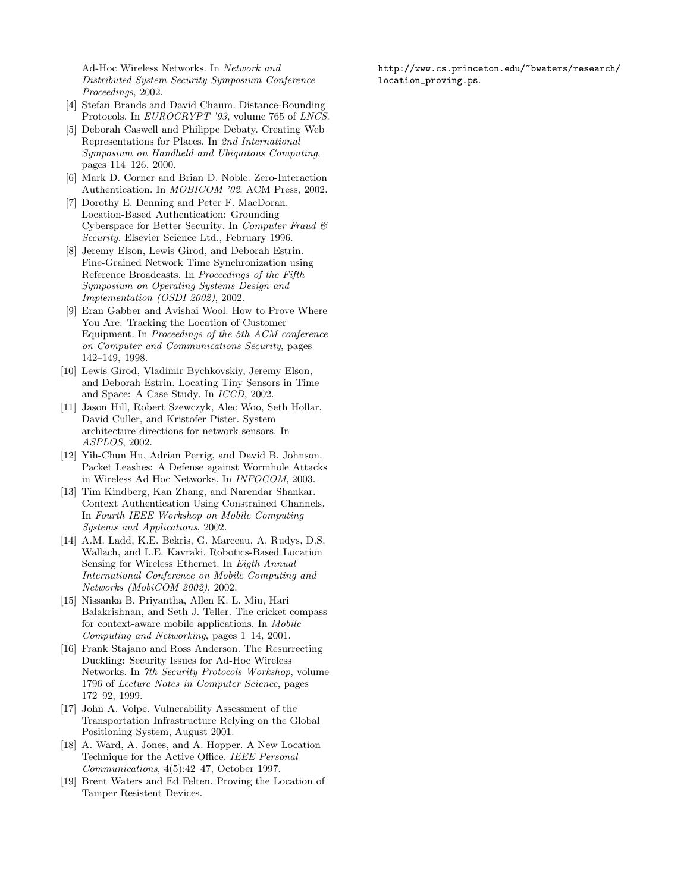Ad-Hoc Wireless Networks. In *Network and Distributed System Security Symposium Conference Proceedings*, 2002.

[4] Stefan Brands and David Chaum. Distance-Bounding Protocols. In *EUROCRYPT '93*, volume 765 of *LNCS*.

[5] Deborah Caswell and Philippe Debaty. Creating Web Representations for Places. In *2nd International Symposium on Handheld and Ubiquitous Computing*, pages 114–126, 2000.

[6] Mark D. Corner and Brian D. Noble. Zero-Interaction Authentication. In *MOBICOM '02*. ACM Press, 2002.

[7] Dorothy E. Denning and Peter F. MacDoran. Location-Based Authentication: Grounding Cyberspace for Better Security. In *Computer Fraud & Security*. Elsevier Science Ltd., February 1996.

[8] Jeremy Elson, Lewis Girod, and Deborah Estrin. Fine-Grained Network Time Synchronization using Reference Broadcasts. In *Proceedings of the Fifth Symposium on Operating Systems Design and Implementation (OSDI 2002)*, 2002.

[9] Eran Gabber and Avishai Wool. How to Prove Where You Are: Tracking the Location of Customer Equipment. In *Proceedings of the 5th ACM conference on Computer and Communications Security*, pages 142–149, 1998.

[10] Lewis Girod, Vladimir Bychkovskiy, Jeremy Elson, and Deborah Estrin. Locating Tiny Sensors in Time and Space: A Case Study. In *ICCD*, 2002.

[11] Jason Hill, Robert Szewczyk, Alec Woo, Seth Hollar, David Culler, and Kristofer Pister. System architecture directions for network sensors. In *ASPLOS*, 2002.

[12] Yih-Chun Hu, Adrian Perrig, and David B. Johnson. Packet Leashes: A Defense against Wormhole Attacks in Wireless Ad Hoc Networks. In *INFOCOM*, 2003.

[13] Tim Kindberg, Kan Zhang, and Narendar Shankar. Context Authentication Using Constrained Channels. In *Fourth IEEE Workshop on Mobile Computing Systems and Applications*, 2002.

[14] A.M. Ladd, K.E. Bekris, G. Marceau, A. Rudys, D.S. Wallach, and L.E. Kavraki. Robotics-Based Location Sensing for Wireless Ethernet. In *Eigth Annual International Conference on Mobile Computing and Networks (MobiCOM 2002)*, 2002.

[15] Nissanka B. Priyantha, Allen K. L. Miu, Hari Balakrishnan, and Seth J. Teller. The cricket compass for context-aware mobile applications. In *Mobile Computing and Networking*, pages 1–14, 2001.

[16] Frank Stajano and Ross Anderson. The Resurrecting Duckling: Security Issues for Ad-Hoc Wireless Networks. In *7th Security Protocols Workshop*, volume 1796 of *Lecture Notes in Computer Science*, pages 172–92, 1999.

[17] John A. Volpe. Vulnerability Assessment of the Transportation Infrastructure Relying on the Global Positioning System, August 2001.

[18] A. Ward, A. Jones, and A. Hopper. A New Location Technique for the Active Office. *IEEE Personal Communications*, 4(5):42–47, October 1997.

[19] Brent Waters and Ed Felten. Proving the Location of Tamper Resistent Devices. `http://www.cs.princeton.edu/~bwaters/research/location_proving.ps`.